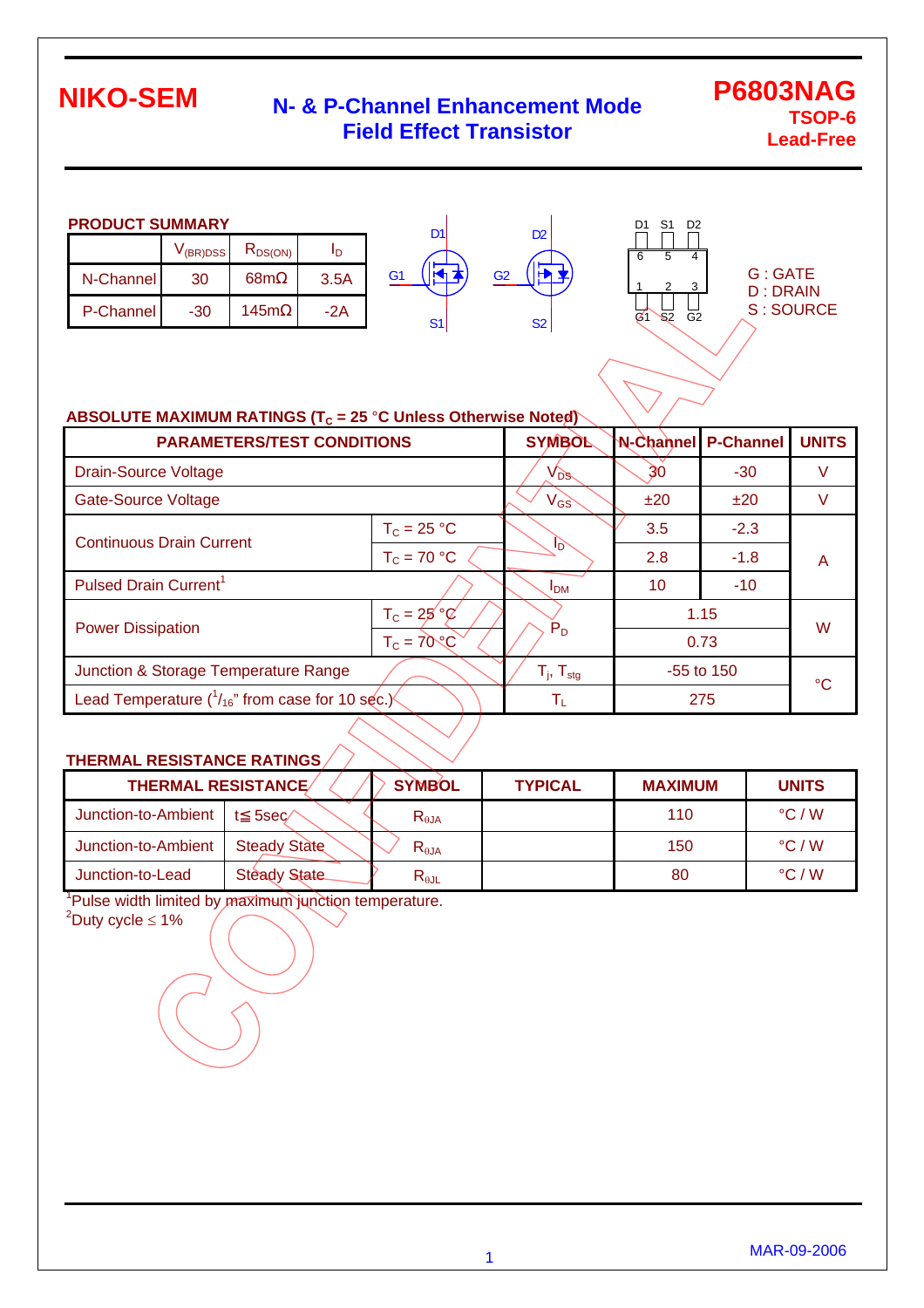# NIKO-SEM

## N- & P-Channel Enhancement Mode Field Effect Transistor

**P6803NAG**
**TSOP-6**
**Lead-Free**

### PRODUCT SUMMARY

| | $V_{(BR)DSS}$ | $R_{DS(ON)}$ | $I_D$ |
|---|---|---|---|
| N-Channel | 30 | 68mΩ | 3.5A |
| P-Channel | -30 | 145mΩ | -2A |

D1 S1 D2
6 5 4
1 2 3
G1 S2 G2

G : GATE
D : DRAIN
S : SOURCE

### ABSOLUTE MAXIMUM RATINGS ($T_C$ = 25 °C Unless Otherwise Noted)

| PARAMETERS/TEST CONDITIONS | | SYMBOL | N-Channel | P-Channel | UNITS |
|---|---|---|---|---|---|
| Drain-Source Voltage | | $V_{DS}$ | 30 | -30 | V |
| Gate-Source Voltage | | $V_{GS}$ | ±20 | ±20 | V |
| Continuous Drain Current | $T_C$ = 25 °C | $I_D$ | 3.5 | -2.3 | A |
| | $T_C$ = 70 °C | | 2.8 | -1.8 | |
| Pulsed Drain Current[1] | | $I_{DM}$ | 10 | -10 | |
| Power Dissipation | $T_C$ = 25 °C | $P_D$ | 1.15 | | W |
| | $T_C$ = 70 °C | | 0.73 | | |
| Junction & Storage Temperature Range | | $T_j$, $T_{stg}$ | -55 to 150 | | °C |
| Lead Temperature ($^1/_{16}$" from case for 10 sec.) | | $T_L$ | 275 | | |

### THERMAL RESISTANCE RATINGS

| THERMAL RESISTANCE | | SYMBOL | TYPICAL | MAXIMUM | UNITS |
|---|---|---|---|---|---|
| Junction-to-Ambient | t≦ 5sec | $R_{\theta JA}$ | | 110 | °C / W |
| Junction-to-Ambient | Steady State | $R_{\theta JA}$ | | 150 | °C / W |
| Junction-to-Lead | Steady State | $R_{\theta JL}$ | | 80 | °C / W |

[1]Pulse width limited by maximum junction temperature.
[2]Duty cycle ≤ 1%

MAR-09-2006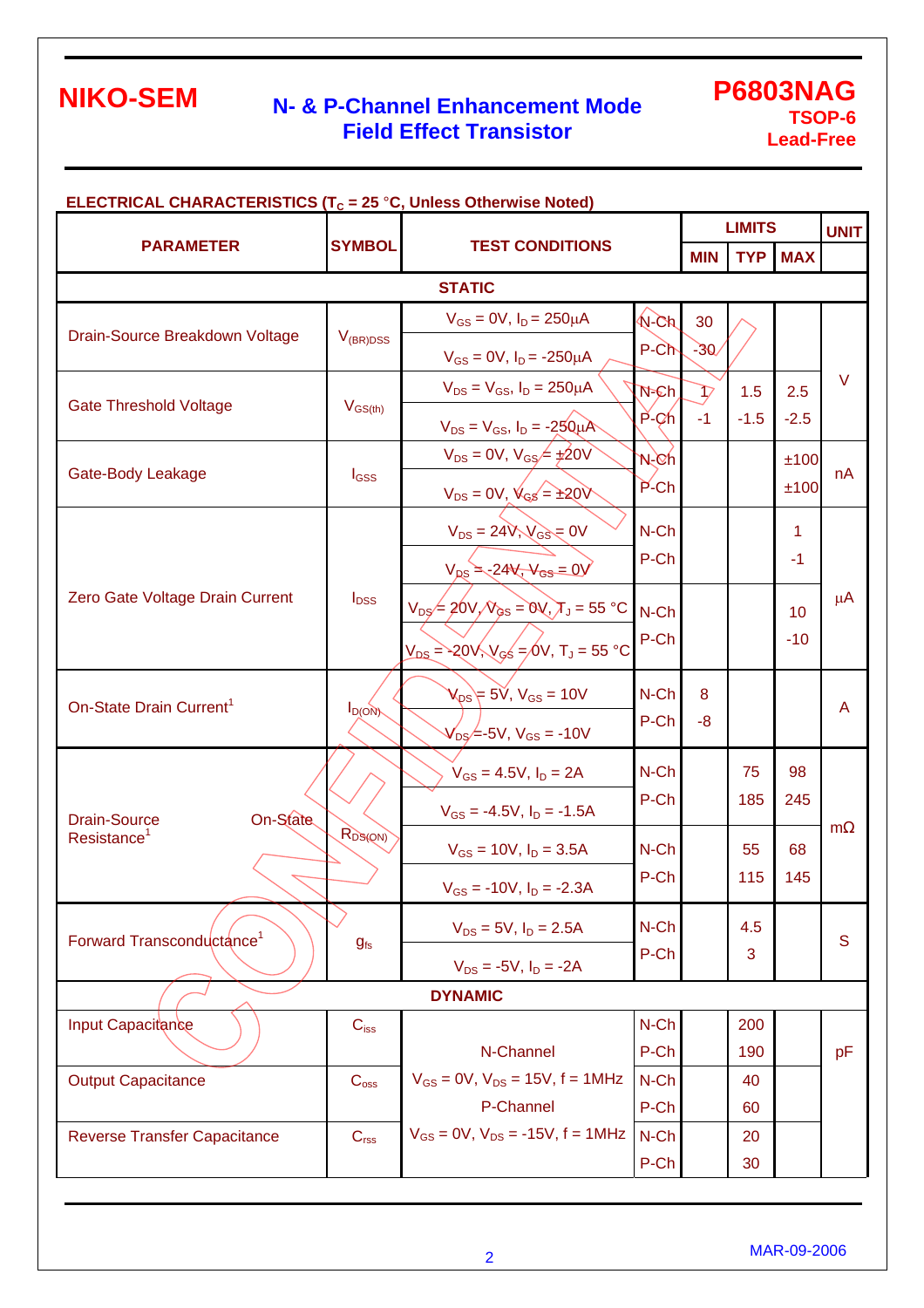# NIKO-SEM

## N- & P-Channel Enhancement Mode Field Effect Transistor

**P6803NAG**
**TSOP-6**
**Lead-Free**

**ELECTRICAL CHARACTERISTICS ($T_C$ = 25 °C, Unless Otherwise Noted)**

| PARAMETER | SYMBOL | TEST CONDITIONS | | LIMITS MIN | LIMITS TYP | LIMITS MAX | UNIT |
|---|---|---|---|---|---|---|---|
| **STATIC** | | | | | | | |
| Drain-Source Breakdown Voltage | $V_{(BR)DSS}$ | $V_{GS}$ = 0V, $I_D$ = 250μA | N-Ch | 30 | | | V |
| | | $V_{GS}$ = 0V, $I_D$ = -250μA | P-Ch | -30 | | | V |
| Gate Threshold Voltage | $V_{GS(th)}$ | $V_{DS}$ = $V_{GS}$, $I_D$ = 250μA | N-Ch | 1 | 1.5 | 2.5 | V |
| | | $V_{DS}$ = $V_{GS}$, $I_D$ = -250μA | P-Ch | -1 | -1.5 | -2.5 | V |
| Gate-Body Leakage | $I_{GSS}$ | $V_{DS}$ = 0V, $V_{GS}$ = ±20V | N-Ch | | | ±100 | nA |
| | | $V_{DS}$ = 0V, $V_{GS}$ = ±20V | P-Ch | | | ±100 | nA |
| Zero Gate Voltage Drain Current | $I_{DSS}$ | $V_{DS}$ = 24V, $V_{GS}$ = 0V | N-Ch | | | 1 | μA |
| | | $V_{DS}$ = -24V, $V_{GS}$ = 0V | P-Ch | | | -1 | μA |
| | | $V_{DS}$ = 20V, $V_{GS}$ = 0V, $T_J$ = 55 °C | N-Ch | | | 10 | μA |
| | | $V_{DS}$ = -20V, $V_{GS}$ = 0V, $T_J$ = 55 °C | P-Ch | | | -10 | μA |
| On-State Drain Current[1] | $I_{D(ON)}$ | $V_{DS}$ = 5V, $V_{GS}$ = 10V | N-Ch | 8 | | | A |
| | | $V_{DS}$ = -5V, $V_{GS}$ = -10V | P-Ch | -8 | | | A |
| Drain-Source On-State Resistance[1] | $R_{DS(ON)}$ | $V_{GS}$ = 4.5V, $I_D$ = 2A | N-Ch | | 75 | 98 | mΩ |
| | | $V_{GS}$ = -4.5V, $I_D$ = -1.5A | P-Ch | | 185 | 245 | mΩ |
| | | $V_{GS}$ = 10V, $I_D$ = 3.5A | N-Ch | | 55 | 68 | mΩ |
| | | $V_{GS}$ = -10V, $I_D$ = -2.3A | P-Ch | | 115 | 145 | mΩ |
| Forward Transconductance[1] | $g_{fs}$ | $V_{DS}$ = 5V, $I_D$ = 2.5A | N-Ch | | 4.5 | | S |
| | | $V_{DS}$ = -5V, $I_D$ = -2A | P-Ch | | 3 | | S |
| **DYNAMIC** | | | | | | | |
| Input Capacitance | $C_{iss}$ | N-Channel $V_{GS}$ = 0V, $V_{DS}$ = 15V, f = 1MHz | N-Ch | | 200 | | pF |
| | | P-Channel $V_{GS}$ = 0V, $V_{DS}$ = -15V, f = 1MHz | P-Ch | | 190 | | pF |
| Output Capacitance | $C_{oss}$ | N-Channel $V_{GS}$ = 0V, $V_{DS}$ = 15V, f = 1MHz | N-Ch | | 40 | | pF |
| | | P-Channel $V_{GS}$ = 0V, $V_{DS}$ = -15V, f = 1MHz | P-Ch | | 60 | | pF |
| Reverse Transfer Capacitance | $C_{rss}$ | N-Channel $V_{GS}$ = 0V, $V_{DS}$ = 15V, f = 1MHz | N-Ch | | 20 | | pF |
| | | P-Channel $V_{GS}$ = 0V, $V_{DS}$ = -15V, f = 1MHz | P-Ch | | 30 | | pF |

MAR-09-2006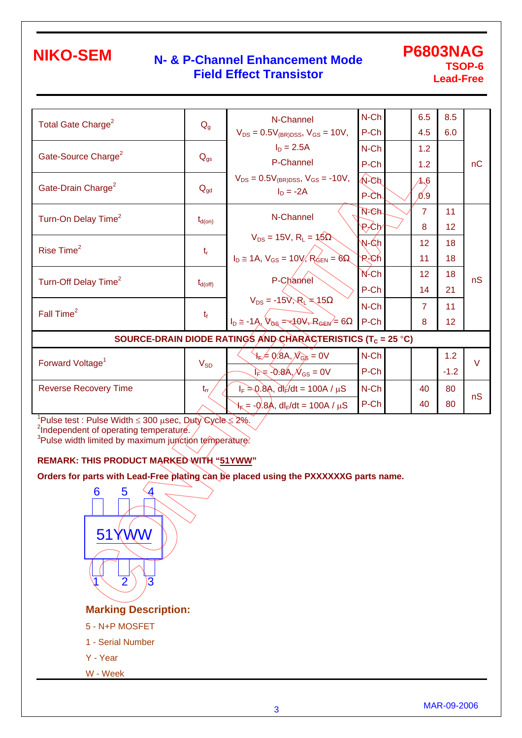# NIKO-SEM

## N- & P-Channel Enhancement Mode Field Effect Transistor

**P6803NAG**
**TSOP-6**
**Lead-Free**

| Parameter | Symbol | Test Conditions | Channel | MIN | TYP | MAX | Unit |
|---|---|---|---|---|---|---|---|
| Total Gate Charge[2] | $Q_g$ | N-Channel $V_{DS} = 0.5V_{(BR)DSS}$, $V_{GS} = 10V$, $I_D = 2.5A$ P-Channel $V_{DS} = 0.5V_{(BR)DSS}$, $V_{GS} = -10V$, $I_D = -2A$ | N-Ch | | 6.5 | 8.5 | nC |
| | | | P-Ch | | 4.5 | 6.0 | |
| Gate-Source Charge[2] | $Q_{gs}$ | | N-Ch | | 1.2 | | |
| | | | P-Ch | | 1.2 | | |
| Gate-Drain Charge[2] | $Q_{gd}$ | | N-Ch | | 1.6 | | |
| | | | P-Ch | | 0.9 | | |
| Turn-On Delay Time[2] | $t_{d(on)}$ | N-Channel $V_{DS} = 15V$, $R_L = 15\Omega$ $I_D \cong 1A$, $V_{GS} = 10V$, $R_{GEN} = 6\Omega$ P-Channel $V_{DS} = -15V$, $R_L = 15\Omega$ $I_D \cong -1A$, $V_{GS} = -10V$, $R_{GEN} = 6\Omega$ | N-Ch | | 7 | 11 | nS |
| | | | P-Ch | | 8 | 12 | |
| Rise Time[2] | $t_r$ | | N-Ch | | 12 | 18 | |
| | | | P-Ch | | 11 | 18 | |
| Turn-Off Delay Time[2] | $t_{d(off)}$ | | N-Ch | | 12 | 18 | |
| | | | P-Ch | | 14 | 21 | |
| Fall Time[2] | $t_f$ | | N-Ch | | 7 | 11 | |
| | | | P-Ch | | 8 | 12 | |
| **SOURCE-DRAIN DIODE RATINGS AND CHARACTERISTICS ($T_C = 25$ °C)** | | | | | | | |
| Forward Voltage[1] | $V_{SD}$ | $I_F = 0.8A$, $V_{GS} = 0V$ | N-Ch | | | 1.2 | V |
| | | $I_F = -0.8A$, $V_{GS} = 0V$ | P-Ch | | | -1.2 | |
| Reverse Recovery Time | $t_{rr}$ | $I_F = 0.8A$, $dI_F/dt = 100A$ / µS | N-Ch | | 40 | 80 | nS |
| | | $I_F = -0.8A$, $dI_F/dt = 100A$ / µS | P-Ch | | 40 | 80 | |

[1]Pulse test : Pulse Width ≤ 300 µsec, Duty Cycle ≤ 2%.
[2]Independent of operating temperature.
[3]Pulse width limited by maximum junction temperature.

**REMARK: THIS PRODUCT MARKED WITH "51YWW"**

**Orders for parts with Lead-Free plating can be placed using the PXXXXXXG parts name.**

6 5 4

51YWW

1 2 3

### Marking Description:

5 - N+P MOSFET

1 - Serial Number

Y - Year

W - Week

MAR-09-2006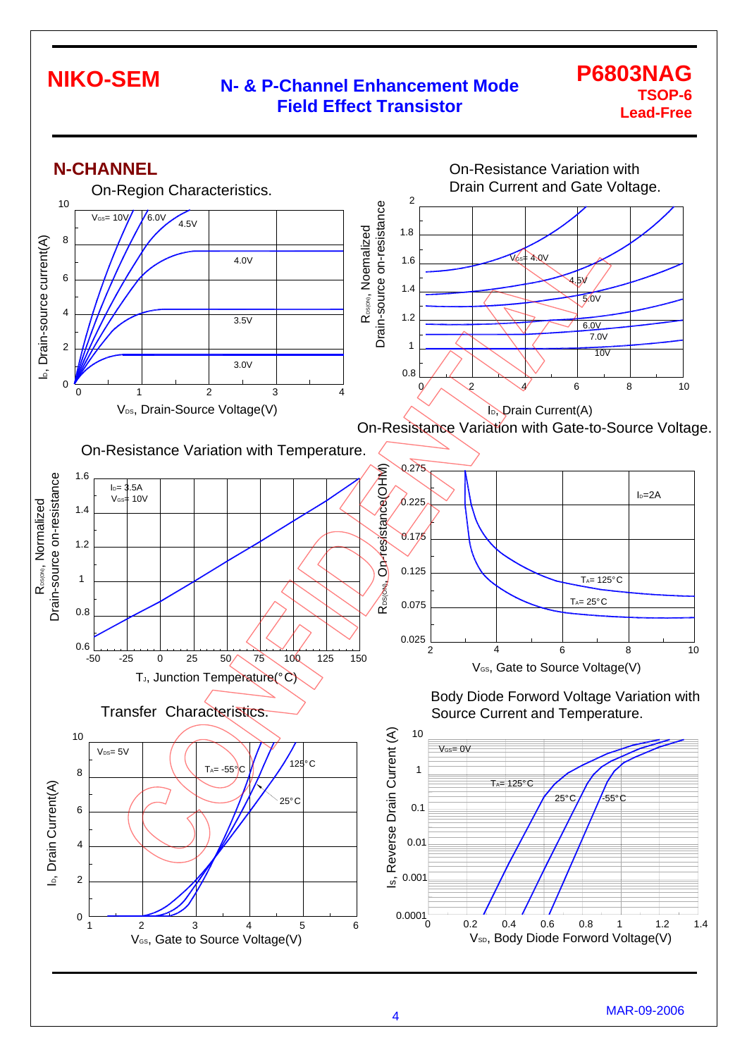## N-CHANNEL

**On-Region Characteristics.**

$V_{GS}$= 10V, 6.0V, 4.5V, 4.0V, 3.5V, 3.0V

$I_D$, Drain-source current(A) vs. $V_{DS}$, Drain-Source Voltage(V)

**On-Resistance Variation with Drain Current and Gate Voltage.**

$V_{GS}$= 4.0V, 4.5V, 5.0V, 6.0V, 7.0V, 10V

$R_{DS(ON)}$, Noemalized Drain-source on-resistance vs. $I_D$, Drain Current(A)

**On-Resistance Variation with Temperature.**

$I_D$= 3.5A
$V_{GS}$= 10V

$R_{DS(ON)}$, Normalized Drain-source on-resistance vs. $T_J$, Junction Temperature(°C)

**On-Resistance Variation with Gate-to-Source Voltage.**

$I_D$=2A
$T_A$= 125°C
$T_A$= 25°C

$R_{DS(ON)}$, On-resistance(OHM) vs. $V_{GS}$, Gate to Source Voltage(V)

**Transfer Characteristics.**

$V_{DS}$= 5V
$T_A$= -55°C, 125°C, 25°C

$I_D$, Drain Current(A) vs. $V_{GS}$, Gate to Source Voltage(V)

**Body Diode Forword Voltage Variation with Source Current and Temperature.**

$V_{GS}$= 0V
$T_A$= 125°C, 25°C, -55°C

Is, Reverse Drain Current (A) vs. $V_{SD}$, Body Diode Forword Voltage(V)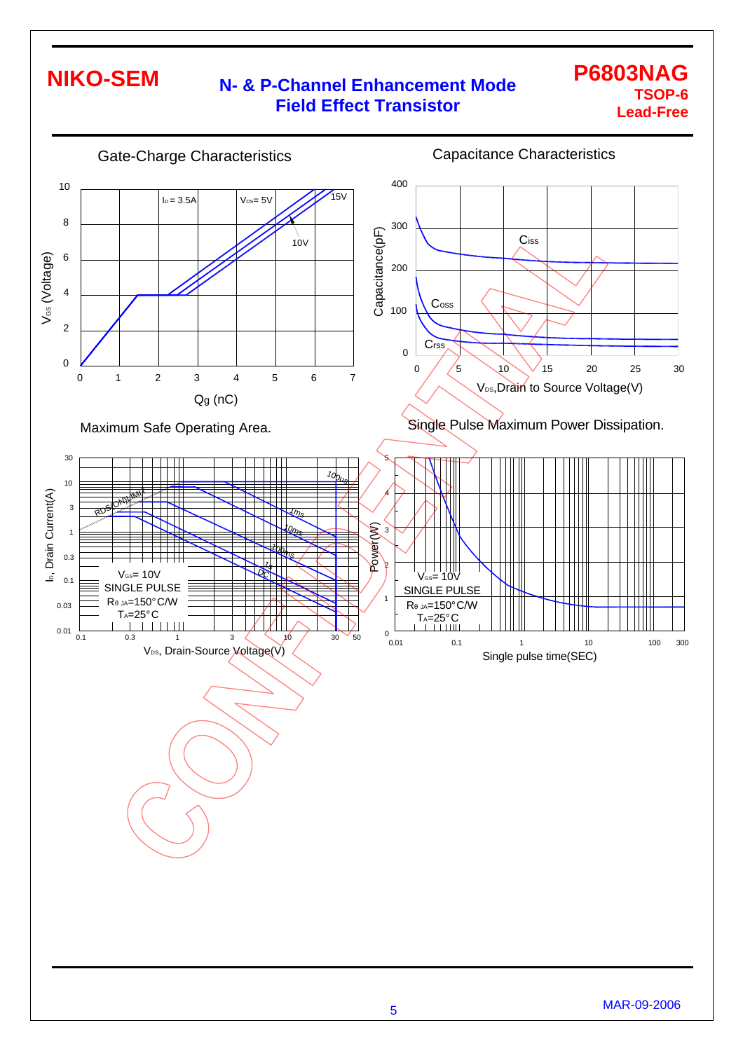# NIKO-SEM

## N- & P-Channel Enhancement Mode Field Effect Transistor

**P6803NAG**
**TSOP-6**
**Lead-Free**

### Gate-Charge Characteristics

$I_D$ = 3.5A
$V_{DS}$ = 5V, 10V, 15V

Y-axis: $V_{GS}$ (Voltage), 0 – 10
X-axis: Qg (nC), 0 – 7

### Capacitance Characteristics

Ciss, Coss, Crss

Y-axis: Capacitance(pF), 0 – 400
X-axis: $V_{DS}$, Drain to Source Voltage(V), 0 – 30

### Maximum Safe Operating Area.

RDS(ON) LIMIT, 100us, 1ms, 10ms, 100ms, 1s, DC

$V_{GS}$ = 10V
SINGLE PULSE
$R_{\theta JA}$ = 150°C/W
$T_A$ = 25°C

Y-axis: $I_D$, Drain Current(A), 0.01 – 30
X-axis: $V_{DS}$, Drain-Source Voltage(V), 0.1 – 50

### Single Pulse Maximum Power Dissipation.

$V_{GS}$ = 10V
SINGLE PULSE
$R_{\theta JA}$ = 150°C/W
$T_A$ = 25°C

Y-axis: Power(W), 0 – 5
X-axis: Single pulse time(SEC), 0.01 – 300

MAR-09-2006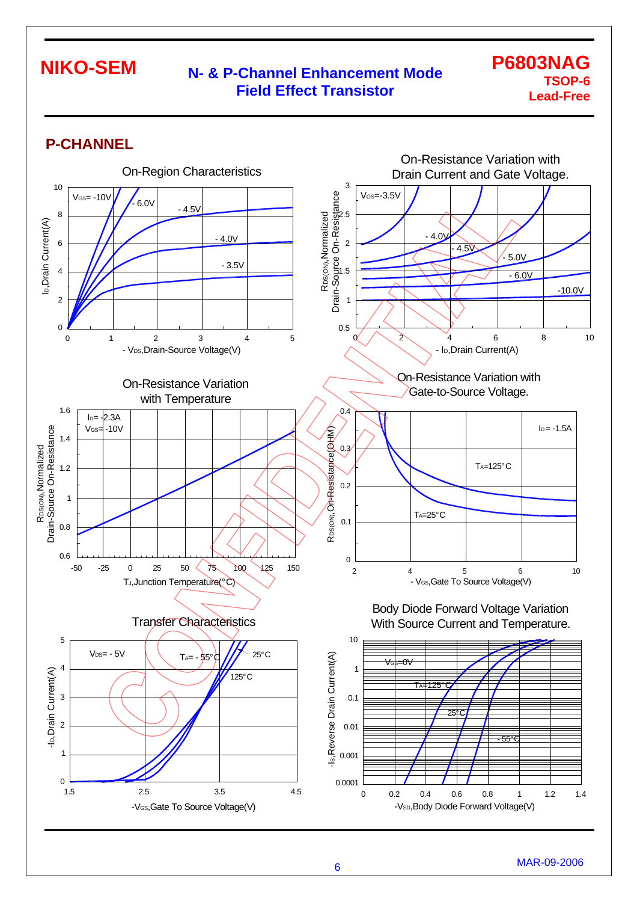## P-CHANNEL

**On-Region Characteristics**

$V_{GS}$ = -10V, - 6.0V, - 4.5V, - 4.0V, - 3.5V

$I_D$, Drain Current(A) vs. - $V_{DS}$, Drain-Source Voltage(V)

**On-Resistance Variation with Drain Current and Gate Voltage.**

$V_{GS}$=-3.5V, - 4.0V, - 4.5V, - 5.0V, - 6.0V, -10.0V

$R_{DS(ON)}$, Normalized Drain-Source On-Resistance vs. - $I_D$, Drain Current(A)

**On-Resistance Variation with Temperature**

$I_D$= -2.3A
$V_{GS}$= -10V

$R_{DS(ON)}$, Normalized Drain-Source On-Resistance vs. $T_J$, Junction Temperature(°C)

**On-Resistance Variation with Gate-to-Source Voltage.**

$I_D$ = -1.5A

$T_A$=125°C, $T_A$=25°C

$R_{DS(ON)}$, On-Resistance(OHM) vs. - $V_{GS}$, Gate To Source Voltage(V)

**Transfer Characteristics**

$V_{DS}$= - 5V

$T_A$= - 55°C, 25°C, 125°C

$-I_D$, Drain Current(A) vs. $-V_{GS}$, Gate To Source Voltage(V)

**Body Diode Forward Voltage Variation With Source Current and Temperature.**

$V_{GS}$=0V

$T_A$=125°C, 25°C, - 55°C

$-I_S$, Reverse Drain Current(A) vs. $-V_{SD}$, Body Diode Forward Voltage(V)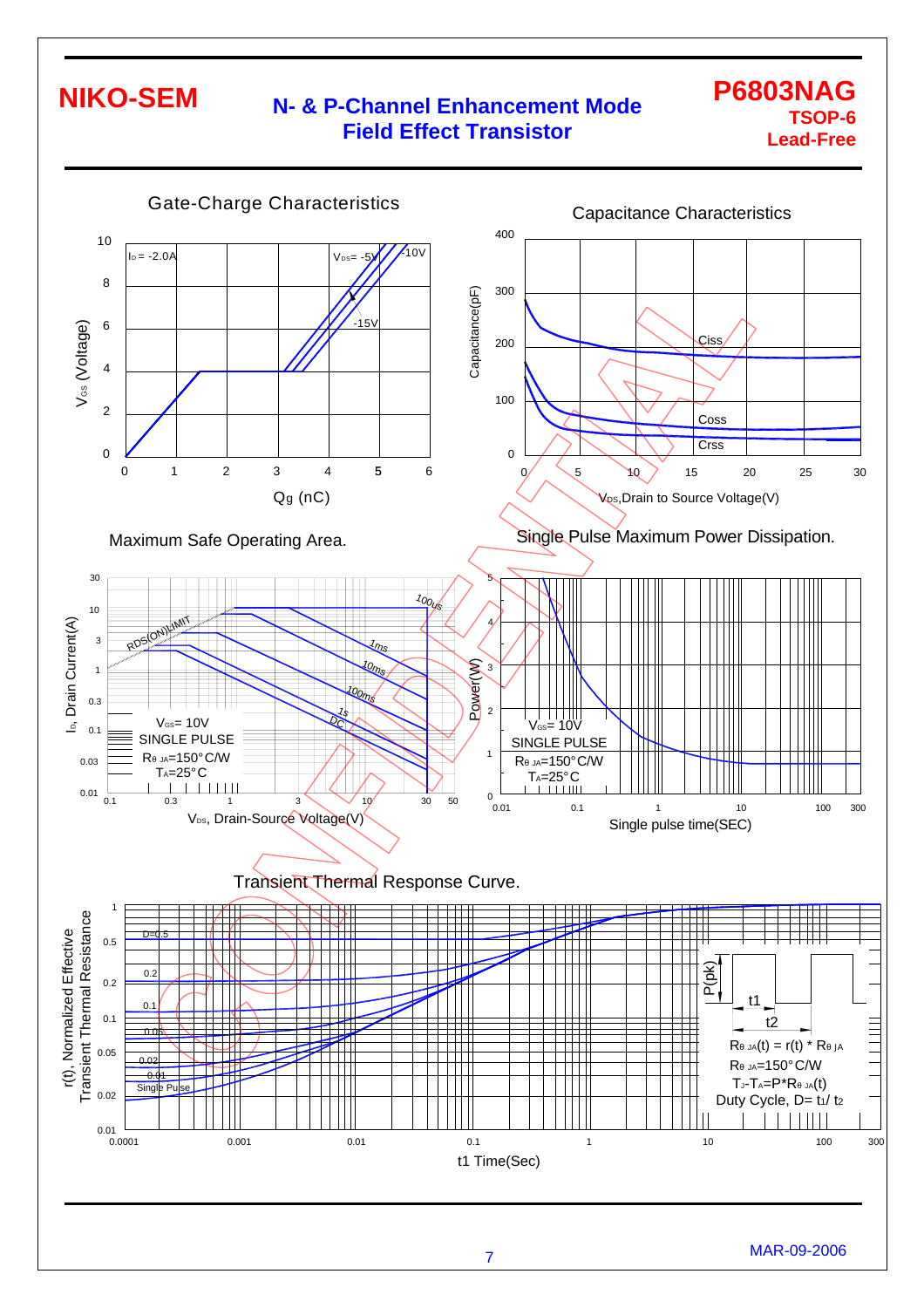## Gate-Charge Characteristics

$I_D$ = -2.0A

$V_{DS}$ = -5V, -10V, -15V

$V_{GS}$ (Voltage) vs. Qg (nC)

## Capacitance Characteristics

Ciss, Coss, Crss

Capacitance(pF) vs. $V_{DS}$, Drain to Source Voltage(V)

## Maximum Safe Operating Area.

RDS(ON)LIMIT

100us, 1ms, 10ms, 100ms, 1s, DC

$V_{GS}$= 10V
SINGLE PULSE
$R_{\theta JA}$=150°C/W
$T_A$=25°C

$I_D$, Drain Current(A) vs. $V_{DS}$, Drain-Source Voltage(V)

## Single Pulse Maximum Power Dissipation.

$V_{GS}$= 10V
SINGLE PULSE
$R_{\theta JA}$=150°C/W
$T_A$=25°C

Power(W) vs. Single pulse time(SEC)

## Transient Thermal Response Curve.

D=0.5, 0.2, 0.1, 0.05, 0.02, 0.01, Single Pulse

P(pk), t1, t2

$R_{\theta JA}(t) = r(t) * R_{\theta JA}$
$R_{\theta JA}$=150°C/W
$T_J$-$T_A$=P*$R_{\theta JA}(t)$
Duty Cycle, D= $t_1/t_2$

r(t), Normalized Effective Transient Thermal Resistance vs. t1 Time(Sec)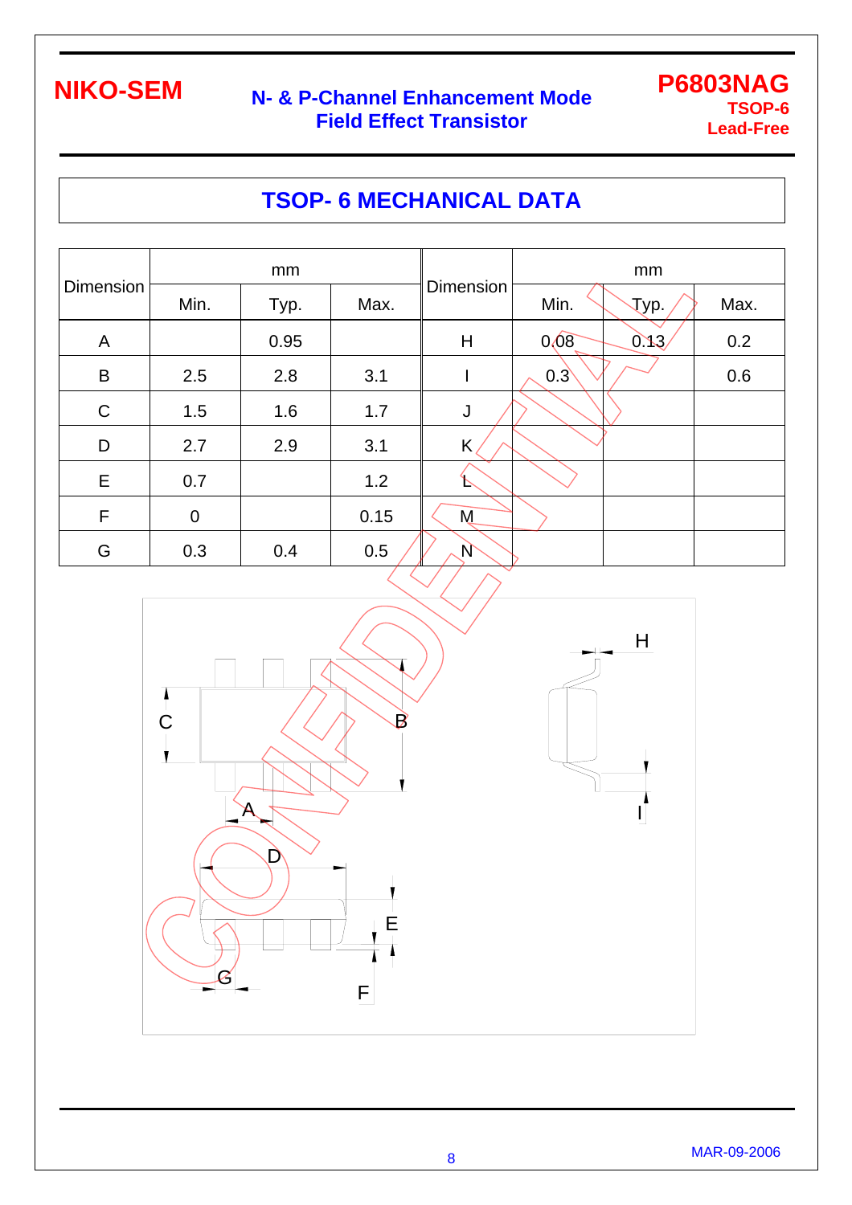## TSOP- 6 MECHANICAL DATA

| Dimension | mm | | | Dimension | mm | | |
|---|---|---|---|---|---|---|---|
| | Min. | Typ. | Max. | | Min. | Typ. | Max. |
| A | | 0.95 | | H | 0.08 | 0.13 | 0.2 |
| B | 2.5 | 2.8 | 3.1 | I | 0.3 | | 0.6 |
| C | 1.5 | 1.6 | 1.7 | J | | | |
| D | 2.7 | 2.9 | 3.1 | K | | | |
| E | 0.7 | | 1.2 | L | | | |
| F | 0 | | 0.15 | M | | | |
| G | 0.3 | 0.4 | 0.5 | N | | | |

H

C

B

I

A

D

E

G

F